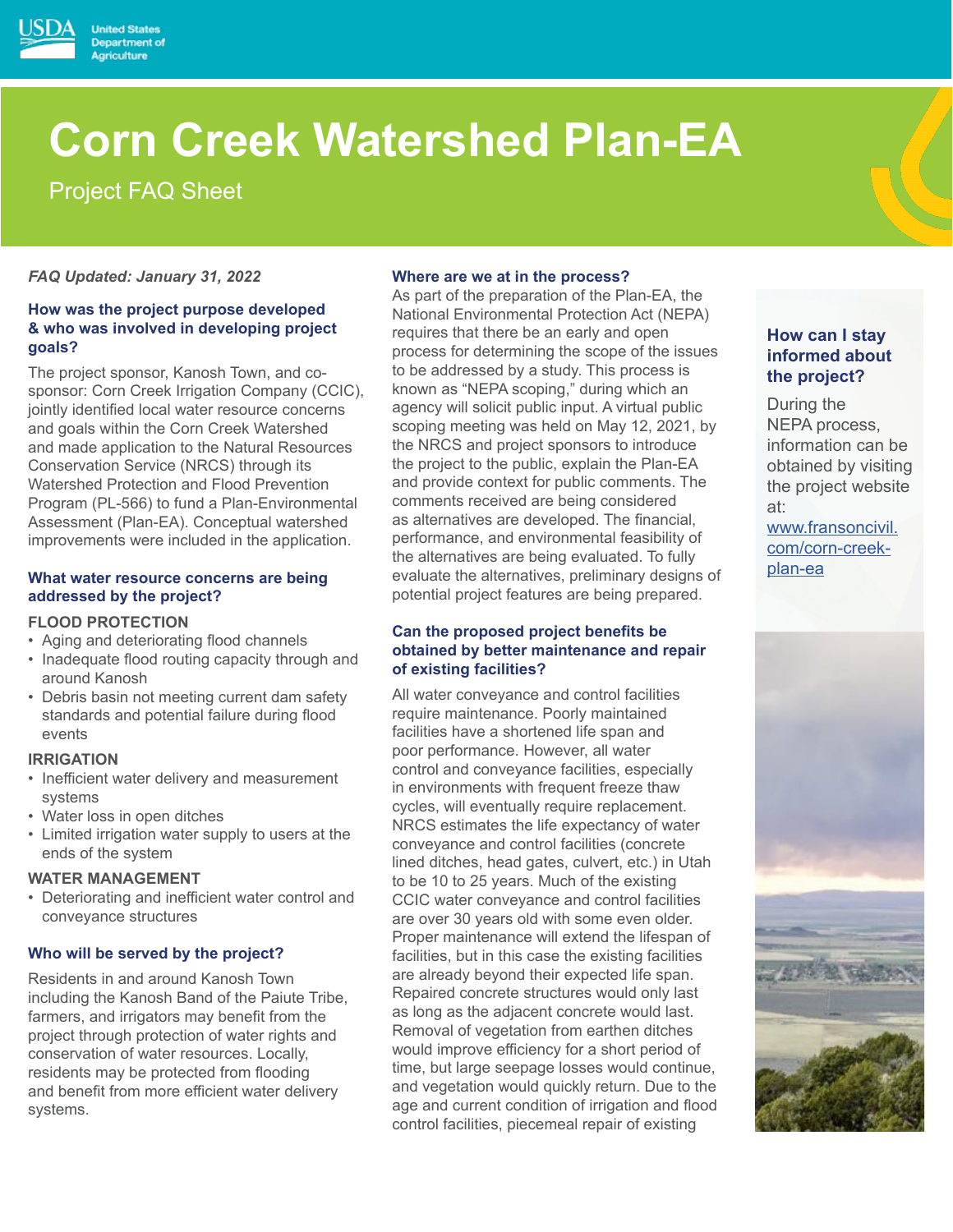# Corn Creek Watershed Plan-EA

Project FAQ Sheet

*FAQ Updated: January 31, 2022*

### How was the project purpose developed & who was involved in developing project goals?

The project sponsor, Kanosh Town, and co-sponsor: Corn Creek Irrigation Company (CCIC), jointly identified local water resource concerns and goals within the Corn Creek Watershed and made application to the Natural Resources Conservation Service (NRCS) through its Watershed Protection and Flood Prevention Program (PL-566) to fund a Plan-Environmental Assessment (Plan-EA). Conceptual watershed improvements were included in the application.

### What water resource concerns are being addressed by the project?

**FLOOD PROTECTION**

- Aging and deteriorating flood channels
- Inadequate flood routing capacity through and around Kanosh
- Debris basin not meeting current dam safety standards and potential failure during flood events

**IRRIGATION**

- Inefficient water delivery and measurement systems
- Water loss in open ditches
- Limited irrigation water supply to users at the ends of the system

**WATER MANAGEMENT**

- Deteriorating and inefficient water control and conveyance structures

### Who will be served by the project?

Residents in and around Kanosh Town including the Kanosh Band of the Paiute Tribe, farmers, and irrigators may benefit from the project through protection of water rights and conservation of water resources. Locally, residents may be protected from flooding and benefit from more efficient water delivery systems.

### Where are we at in the process?

As part of the preparation of the Plan-EA, the National Environmental Protection Act (NEPA) requires that there be an early and open process for determining the scope of the issues to be addressed by a study. This process is known as "NEPA scoping," during which an agency will solicit public input. A virtual public scoping meeting was held on May 12, 2021, by the NRCS and project sponsors to introduce the project to the public, explain the Plan-EA and provide context for public comments. The comments received are being considered as alternatives are developed. The financial, performance, and environmental feasibility of the alternatives are being evaluated. To fully evaluate the alternatives, preliminary designs of potential project features are being prepared.

### Can the proposed project benefits be obtained by better maintenance and repair of existing facilities?

All water conveyance and control facilities require maintenance. Poorly maintained facilities have a shortened life span and poor performance. However, all water control and conveyance facilities, especially in environments with frequent freeze thaw cycles, will eventually require replacement. NRCS estimates the life expectancy of water conveyance and control facilities (concrete lined ditches, head gates, culvert, etc.) in Utah to be 10 to 25 years. Much of the existing CCIC water conveyance and control facilities are over 30 years old with some even older. Proper maintenance will extend the lifespan of facilities, but in this case the existing facilities are already beyond their expected life span. Repaired concrete structures would only last as long as the adjacent concrete would last. Removal of vegetation from earthen ditches would improve efficiency for a short period of time, but large seepage losses would continue, and vegetation would quickly return. Due to the age and current condition of irrigation and flood control facilities, piecemeal repair of existing

### How can I stay informed about the project?

During the NEPA process, information can be obtained by visiting the project website at: [www.fransoncivil.com/corn-creek-plan-ea](www.fransoncivil.com/corn-creek-plan-ea)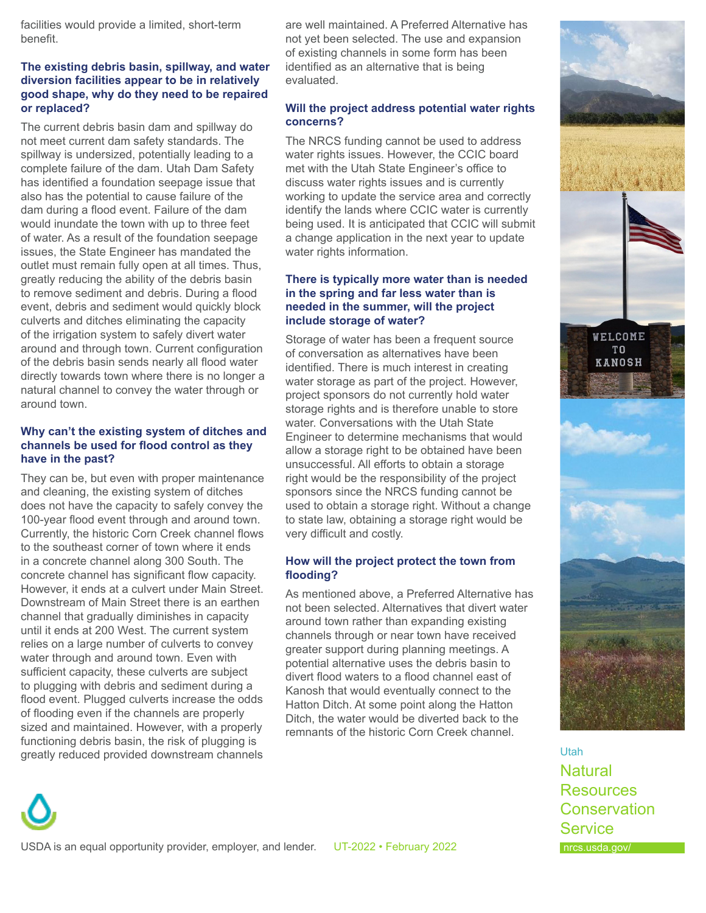facilities would provide a limited, short-term benefit.

### The existing debris basin, spillway, and water diversion facilities appear to be in relatively good shape, why do they need to be repaired or replaced?

The current debris basin dam and spillway do not meet current dam safety standards. The spillway is undersized, potentially leading to a complete failure of the dam. Utah Dam Safety has identified a foundation seepage issue that also has the potential to cause failure of the dam during a flood event. Failure of the dam would inundate the town with up to three feet of water. As a result of the foundation seepage issues, the State Engineer has mandated the outlet must remain fully open at all times. Thus, greatly reducing the ability of the debris basin to remove sediment and debris. During a flood event, debris and sediment would quickly block culverts and ditches eliminating the capacity of the irrigation system to safely divert water around and through town. Current configuration of the debris basin sends nearly all flood water directly towards town where there is no longer a natural channel to convey the water through or around town.

### Why can't the existing system of ditches and channels be used for flood control as they have in the past?

They can be, but even with proper maintenance and cleaning, the existing system of ditches does not have the capacity to safely convey the 100-year flood event through and around town. Currently, the historic Corn Creek channel flows to the southeast corner of town where it ends in a concrete channel along 300 South. The concrete channel has significant flow capacity. However, it ends at a culvert under Main Street. Downstream of Main Street there is an earthen channel that gradually diminishes in capacity until it ends at 200 West. The current system relies on a large number of culverts to convey water through and around town. Even with sufficient capacity, these culverts are subject to plugging with debris and sediment during a flood event. Plugged culverts increase the odds of flooding even if the channels are properly sized and maintained. However, with a properly functioning debris basin, the risk of plugging is greatly reduced provided downstream channels are well maintained. A Preferred Alternative has not yet been selected. The use and expansion of existing channels in some form has been identified as an alternative that is being evaluated.

### Will the project address potential water rights concerns?

The NRCS funding cannot be used to address water rights issues. However, the CCIC board met with the Utah State Engineer's office to discuss water rights issues and is currently working to update the service area and correctly identify the lands where CCIC water is currently being used. It is anticipated that CCIC will submit a change application in the next year to update water rights information.

### There is typically more water than is needed in the spring and far less water than is needed in the summer, will the project include storage of water?

Storage of water has been a frequent source of conversation as alternatives have been identified. There is much interest in creating water storage as part of the project. However, project sponsors do not currently hold water storage rights and is therefore unable to store water. Conversations with the Utah State Engineer to determine mechanisms that would allow a storage right to be obtained have been unsuccessful. All efforts to obtain a storage right would be the responsibility of the project sponsors since the NRCS funding cannot be used to obtain a storage right. Without a change to state law, obtaining a storage right would be very difficult and costly.

### How will the project protect the town from flooding?

As mentioned above, a Preferred Alternative has not been selected. Alternatives that divert water around town rather than expanding existing channels through or near town have received greater support during planning meetings. A potential alternative uses the debris basin to divert flood waters to a flood channel east of Kanosh that would eventually connect to the Hatton Ditch. At some point along the Hatton Ditch, the water would be diverted back to the remnants of the historic Corn Creek channel.

Utah
Natural Resources Conservation Service
nrcs.usda.gov/

USDA is an equal opportunity provider, employer, and lender. UT-2022 • February 2022